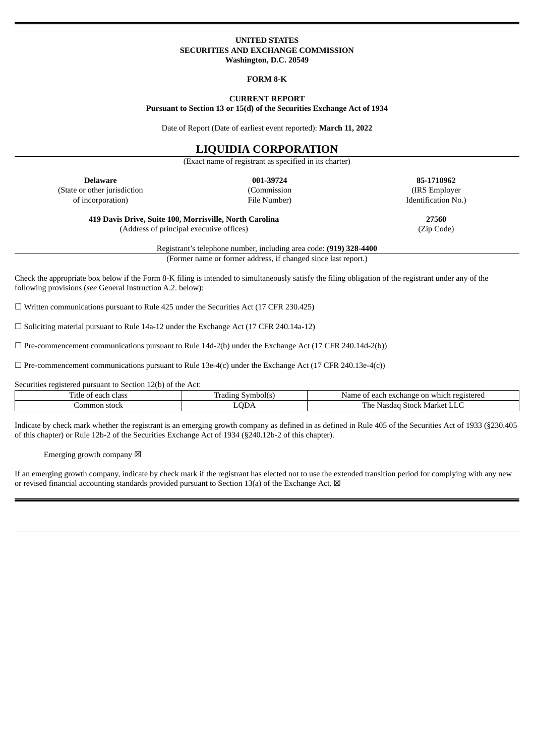**UNITED STATES**
**SECURITIES AND EXCHANGE COMMISSION**
**Washington, D.C. 20549**

**FORM 8-K**

**CURRENT REPORT**
**Pursuant to Section 13 or 15(d) of the Securities Exchange Act of 1934**

Date of Report (Date of earliest event reported): **March 11, 2022**

# LIQUIDIA CORPORATION

(Exact name of registrant as specified in its charter)

| **Delaware** | **001-39724** | **85-1710962** |
|---|---|---|
| (State or other jurisdiction of incorporation) | (Commission File Number) | (IRS Employer Identification No.) |

| **419 Davis Drive, Suite 100, Morrisville, North Carolina** | **27560** |
|---|---|
| (Address of principal executive offices) | (Zip Code) |

Registrant's telephone number, including area code: **(919) 328-4400**

(Former name or former address, if changed since last report.)

Check the appropriate box below if the Form 8-K filing is intended to simultaneously satisfy the filing obligation of the registrant under any of the following provisions (*see* General Instruction A.2. below):

☐ Written communications pursuant to Rule 425 under the Securities Act (17 CFR 230.425)

☐ Soliciting material pursuant to Rule 14a-12 under the Exchange Act (17 CFR 240.14a-12)

☐ Pre-commencement communications pursuant to Rule 14d-2(b) under the Exchange Act (17 CFR 240.14d-2(b))

☐ Pre-commencement communications pursuant to Rule 13e-4(c) under the Exchange Act (17 CFR 240.13e-4(c))

Securities registered pursuant to Section 12(b) of the Act:

| Title of each class | Trading Symbol(s) | Name of each exchange on which registered |
|---|---|---|
| Common stock | LQDA | The Nasdaq Stock Market LLC |

Indicate by check mark whether the registrant is an emerging growth company as defined in as defined in Rule 405 of the Securities Act of 1933 (§230.405 of this chapter) or Rule 12b-2 of the Securities Exchange Act of 1934 (§240.12b-2 of this chapter).

Emerging growth company ☒

If an emerging growth company, indicate by check mark if the registrant has elected not to use the extended transition period for complying with any new or revised financial accounting standards provided pursuant to Section 13(a) of the Exchange Act. ☒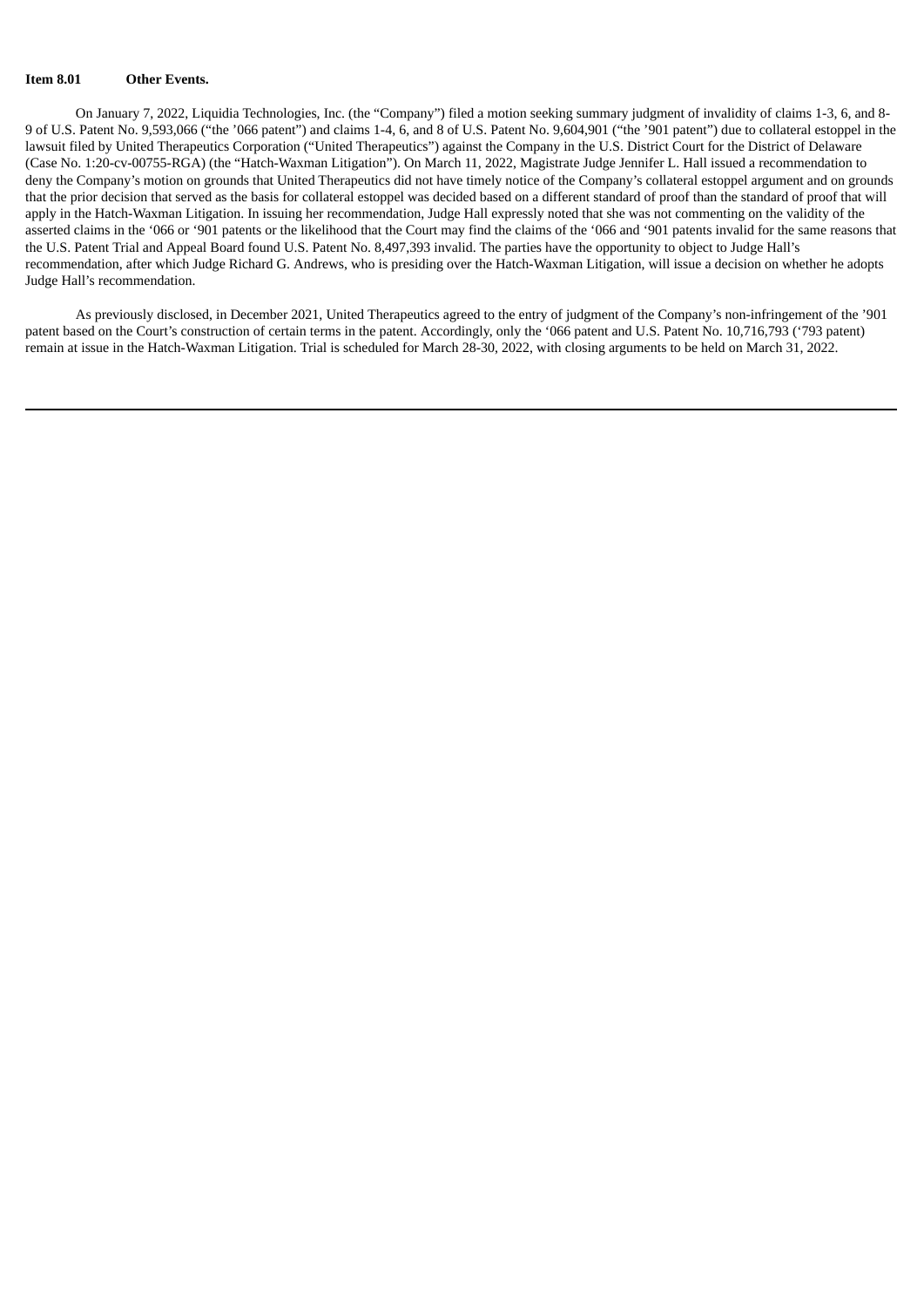**Item 8.01 Other Events.**

On January 7, 2022, Liquidia Technologies, Inc. (the "Company") filed a motion seeking summary judgment of invalidity of claims 1-3, 6, and 8-9 of U.S. Patent No. 9,593,066 ("the '066 patent") and claims 1-4, 6, and 8 of U.S. Patent No. 9,604,901 ("the '901 patent") due to collateral estoppel in the lawsuit filed by United Therapeutics Corporation ("United Therapeutics") against the Company in the U.S. District Court for the District of Delaware (Case No. 1:20-cv-00755-RGA) (the "Hatch-Waxman Litigation"). On March 11, 2022, Magistrate Judge Jennifer L. Hall issued a recommendation to deny the Company's motion on grounds that United Therapeutics did not have timely notice of the Company's collateral estoppel argument and on grounds that the prior decision that served as the basis for collateral estoppel was decided based on a different standard of proof than the standard of proof that will apply in the Hatch-Waxman Litigation. In issuing her recommendation, Judge Hall expressly noted that she was not commenting on the validity of the asserted claims in the '066 or '901 patents or the likelihood that the Court may find the claims of the '066 and '901 patents invalid for the same reasons that the U.S. Patent Trial and Appeal Board found U.S. Patent No. 8,497,393 invalid. The parties have the opportunity to object to Judge Hall's recommendation, after which Judge Richard G. Andrews, who is presiding over the Hatch-Waxman Litigation, will issue a decision on whether he adopts Judge Hall's recommendation.

As previously disclosed, in December 2021, United Therapeutics agreed to the entry of judgment of the Company's non-infringement of the '901 patent based on the Court's construction of certain terms in the patent. Accordingly, only the '066 patent and U.S. Patent No. 10,716,793 ('793 patent) remain at issue in the Hatch-Waxman Litigation. Trial is scheduled for March 28-30, 2022, with closing arguments to be held on March 31, 2022.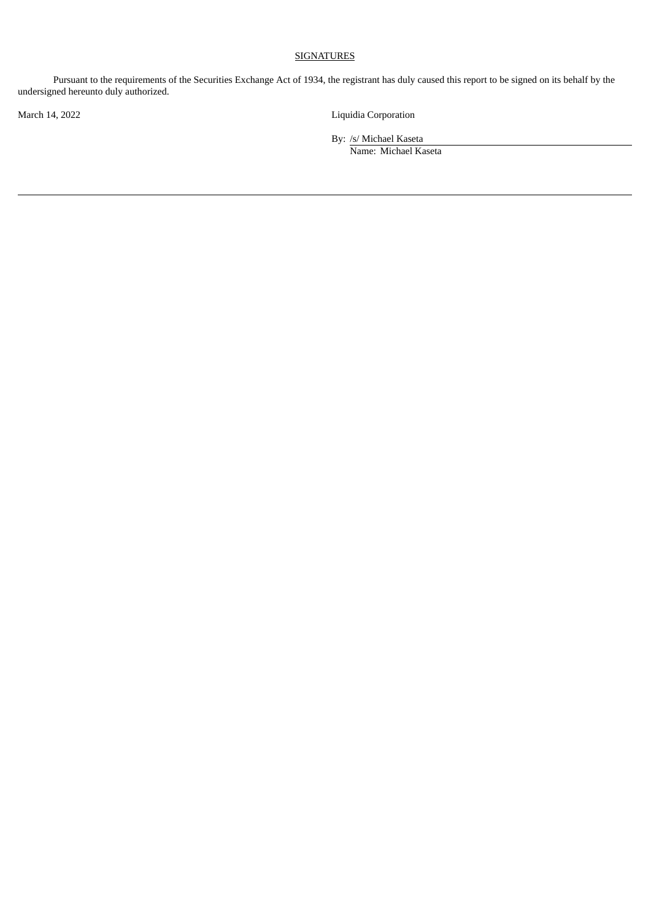## SIGNATURES

Pursuant to the requirements of the Securities Exchange Act of 1934, the registrant has duly caused this report to be signed on its behalf by the undersigned hereunto duly authorized.

| | |
|---|---|
| March 14, 2022 | Liquidia Corporation |
| | By: /s/ Michael Kaseta |
| | Name: Michael Kaseta |